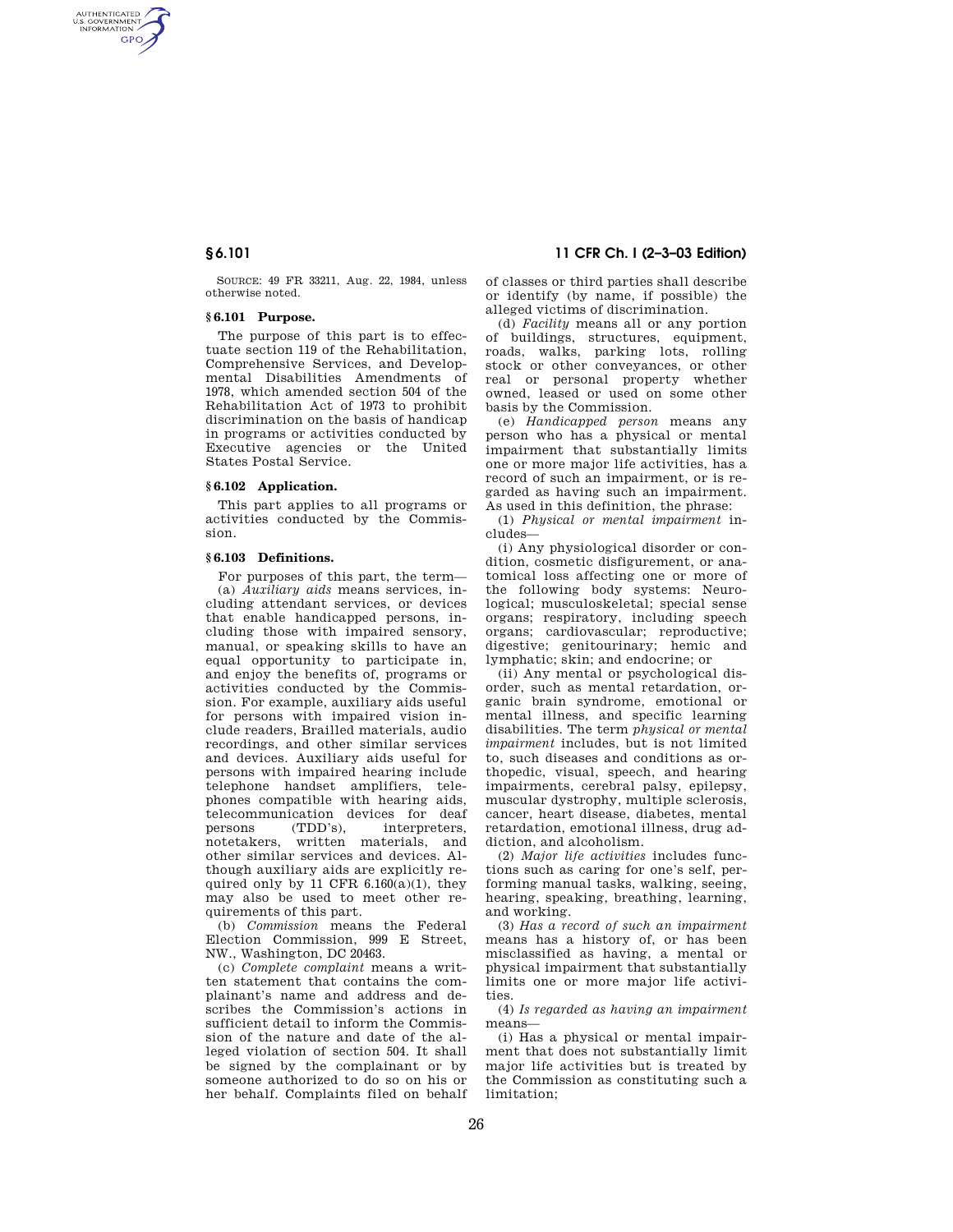SOURCE: 49 FR 33211, Aug. 22, 1984, unless otherwise noted.

### § 6.101 Purpose.

The purpose of this part is to effectuate section 119 of the Rehabilitation, Comprehensive Services, and Developmental Disabilities Amendments of 1978, which amended section 504 of the Rehabilitation Act of 1973 to prohibit discrimination on the basis of handicap in programs or activities conducted by Executive agencies or the United States Postal Service.

### § 6.102 Application.

This part applies to all programs or activities conducted by the Commission.

### § 6.103 Definitions.

For purposes of this part, the term—

(a) *Auxiliary aids* means services, including attendant services, or devices that enable handicapped persons, including those with impaired sensory, manual, or speaking skills to have an equal opportunity to participate in, and enjoy the benefits of, programs or activities conducted by the Commission. For example, auxiliary aids useful for persons with impaired vision include readers, Brailled materials, audio recordings, and other similar services and devices. Auxiliary aids useful for persons with impaired hearing include telephone handset amplifiers, telephones compatible with hearing aids, telecommunication devices for deaf persons (TDD's), interpreters, notetakers, written materials, and other similar services and devices. Although auxiliary aids are explicitly required only by 11 CFR 6.160(a)(1), they may also be used to meet other requirements of this part.

(b) *Commission* means the Federal Election Commission, 999 E Street, NW., Washington, DC 20463.

(c) *Complete complaint* means a written statement that contains the complainant's name and address and describes the Commission's actions in sufficient detail to inform the Commission of the nature and date of the alleged violation of section 504. It shall be signed by the complainant or by someone authorized to do so on his or her behalf. Complaints filed on behalf of classes or third parties shall describe or identify (by name, if possible) the alleged victims of discrimination.

(d) *Facility* means all or any portion of buildings, structures, equipment, roads, walks, parking lots, rolling stock or other conveyances, or other real or personal property whether owned, leased or used on some other basis by the Commission.

(e) *Handicapped person* means any person who has a physical or mental impairment that substantially limits one or more major life activities, has a record of such an impairment, or is regarded as having such an impairment. As used in this definition, the phrase:

(1) *Physical or mental impairment* includes—

(i) Any physiological disorder or condition, cosmetic disfigurement, or anatomical loss affecting one or more of the following body systems: Neurological; musculoskeletal; special sense organs; respiratory, including speech organs; cardiovascular; reproductive; digestive; genitourinary; hemic and lymphatic; skin; and endocrine; or

(ii) Any mental or psychological disorder, such as mental retardation, organic brain syndrome, emotional or mental illness, and specific learning disabilities. The term *physical or mental impairment* includes, but is not limited to, such diseases and conditions as orthopedic, visual, speech, and hearing impairments, cerebral palsy, epilepsy, muscular dystrophy, multiple sclerosis, cancer, heart disease, diabetes, mental retardation, emotional illness, drug addiction, and alcoholism.

(2) *Major life activities* includes functions such as caring for one's self, performing manual tasks, walking, seeing, hearing, speaking, breathing, learning, and working.

(3) *Has a record of such an impairment* means has a history of, or has been misclassified as having, a mental or physical impairment that substantially limits one or more major life activities.

(4) *Is regarded as having an impairment* means—

(i) Has a physical or mental impairment that does not substantially limit major life activities but is treated by the Commission as constituting such a limitation;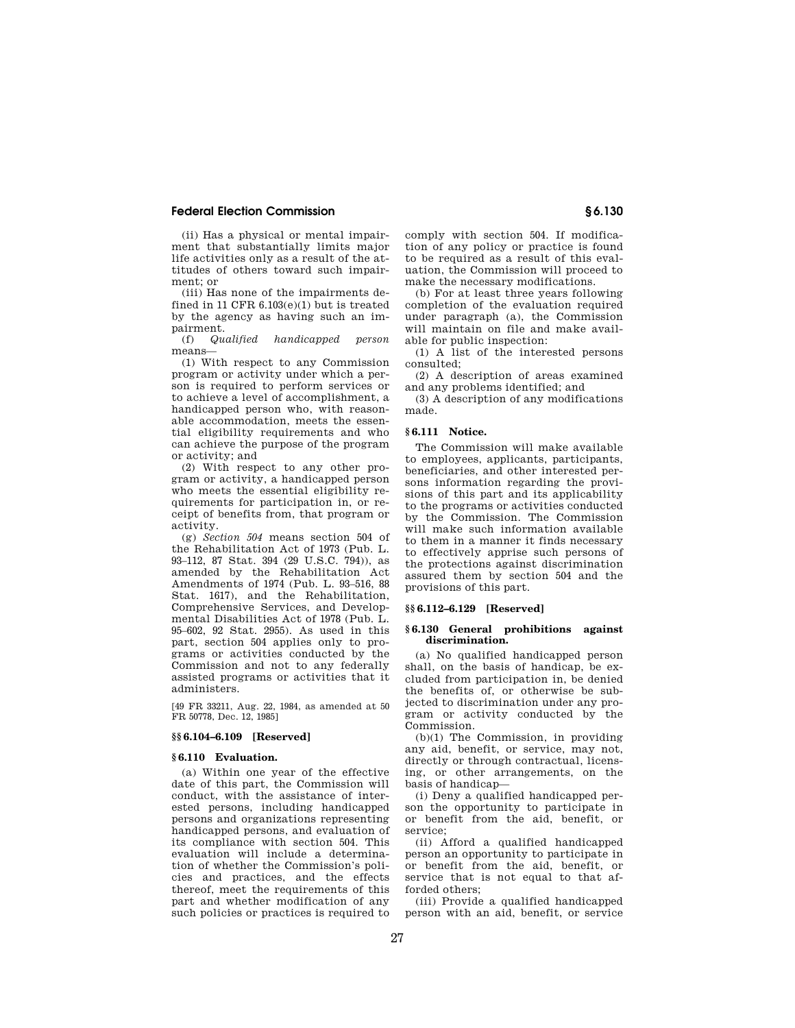(ii) Has a physical or mental impairment that substantially limits major life activities only as a result of the attitudes of others toward such impairment; or

(iii) Has none of the impairments defined in 11 CFR 6.103(e)(1) but is treated by the agency as having such an impairment.

(f) *Qualified handicapped person* means—

(1) With respect to any Commission program or activity under which a person is required to perform services or to achieve a level of accomplishment, a handicapped person who, with reasonable accommodation, meets the essential eligibility requirements and who can achieve the purpose of the program or activity; and

(2) With respect to any other program or activity, a handicapped person who meets the essential eligibility requirements for participation in, or receipt of benefits from, that program or activity.

(g) *Section 504* means section 504 of the Rehabilitation Act of 1973 (Pub. L. 93–112, 87 Stat. 394 (29 U.S.C. 794)), as amended by the Rehabilitation Act Amendments of 1974 (Pub. L. 93–516, 88 Stat. 1617), and the Rehabilitation, Comprehensive Services, and Developmental Disabilities Act of 1978 (Pub. L. 95–602, 92 Stat. 2955). As used in this part, section 504 applies only to programs or activities conducted by the Commission and not to any federally assisted programs or activities that it administers.

[49 FR 33211, Aug. 22, 1984, as amended at 50 FR 50778, Dec. 12, 1985]

### §§ 6.104–6.109 [Reserved]

### § 6.110 Evaluation.

(a) Within one year of the effective date of this part, the Commission will conduct, with the assistance of interested persons, including handicapped persons and organizations representing handicapped persons, and evaluation of its compliance with section 504. This evaluation will include a determination of whether the Commission's policies and practices, and the effects thereof, meet the requirements of this part and whether modification of any such policies or practices is required to comply with section 504. If modification of any policy or practice is found to be required as a result of this evaluation, the Commission will proceed to make the necessary modifications.

(b) For at least three years following completion of the evaluation required under paragraph (a), the Commission will maintain on file and make available for public inspection:

(1) A list of the interested persons consulted;

(2) A description of areas examined and any problems identified; and

(3) A description of any modifications made.

### § 6.111 Notice.

The Commission will make available to employees, applicants, participants, beneficiaries, and other interested persons information regarding the provisions of this part and its applicability to the programs or activities conducted by the Commission. The Commission will make such information available to them in a manner it finds necessary to effectively apprise such persons of the protections against discrimination assured them by section 504 and the provisions of this part.

### §§ 6.112–6.129 [Reserved]

### § 6.130 General prohibitions against discrimination.

(a) No qualified handicapped person shall, on the basis of handicap, be excluded from participation in, be denied the benefits of, or otherwise be subjected to discrimination under any program or activity conducted by the Commission.

(b)(1) The Commission, in providing any aid, benefit, or service, may not, directly or through contractual, licensing, or other arrangements, on the basis of handicap—

(i) Deny a qualified handicapped person the opportunity to participate in or benefit from the aid, benefit, or service;

(ii) Afford a qualified handicapped person an opportunity to participate in or benefit from the aid, benefit, or service that is not equal to that afforded others;

(iii) Provide a qualified handicapped person with an aid, benefit, or service